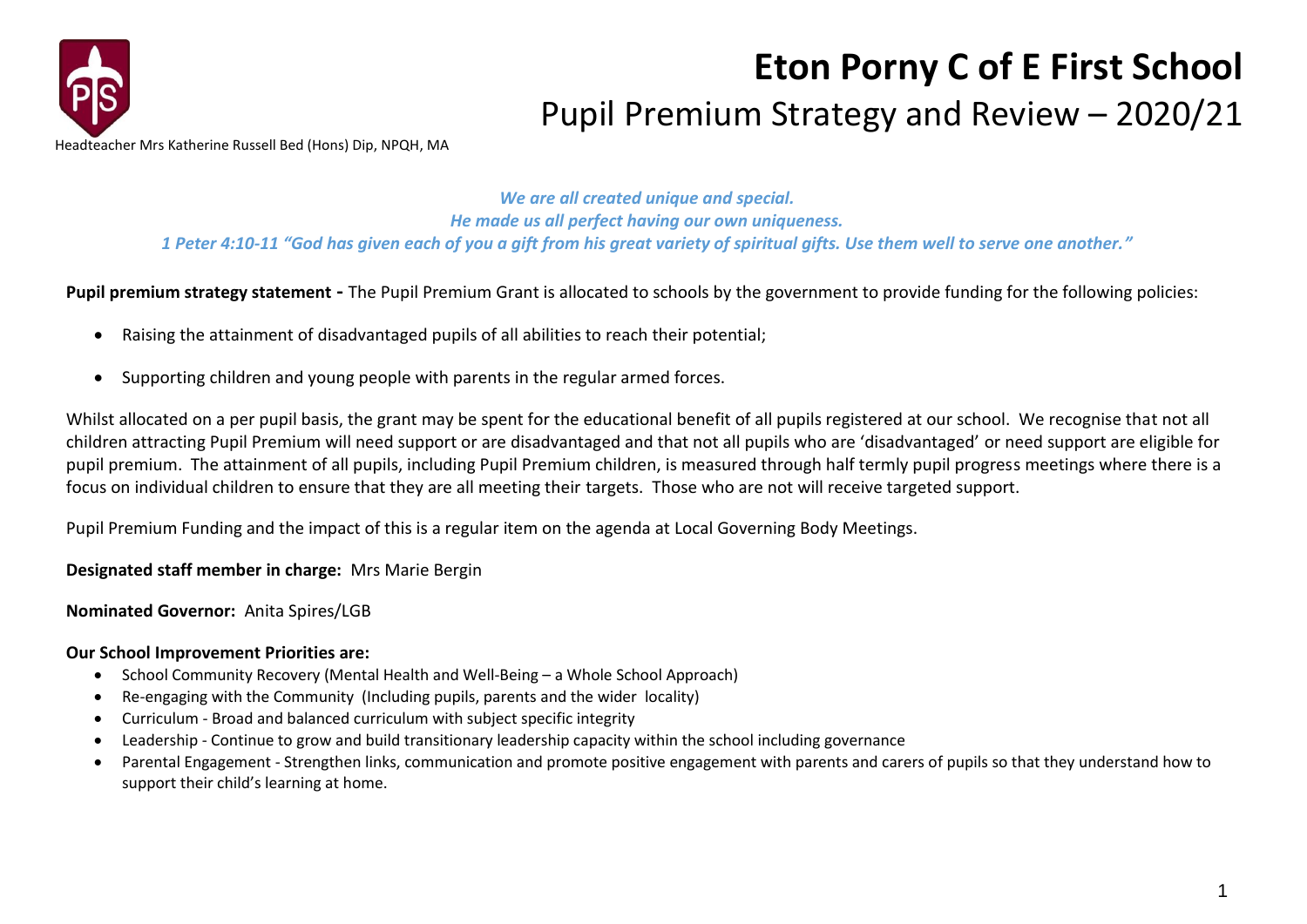# Eton Porny C of E First School

## Pupil Premium Strategy and Review – 2020/21

Headteacher Mrs Katherine Russell Bed (Hons) Dip, NPQH, MA

***We are all created unique and special.***
***He made us all perfect having our own uniqueness.***
***1 Peter 4:10-11 "God has given each of you a gift from his great variety of spiritual gifts. Use them well to serve one another."***

**Pupil premium strategy statement -** The Pupil Premium Grant is allocated to schools by the government to provide funding for the following policies:

- Raising the attainment of disadvantaged pupils of all abilities to reach their potential;
- Supporting children and young people with parents in the regular armed forces.

Whilst allocated on a per pupil basis, the grant may be spent for the educational benefit of all pupils registered at our school. We recognise that not all children attracting Pupil Premium will need support or are disadvantaged and that not all pupils who are 'disadvantaged' or need support are eligible for pupil premium. The attainment of all pupils, including Pupil Premium children, is measured through half termly pupil progress meetings where there is a focus on individual children to ensure that they are all meeting their targets. Those who are not will receive targeted support.

Pupil Premium Funding and the impact of this is a regular item on the agenda at Local Governing Body Meetings.

**Designated staff member in charge:** Mrs Marie Bergin

**Nominated Governor:** Anita Spires/LGB

**Our School Improvement Priorities are:**

- School Community Recovery (Mental Health and Well-Being – a Whole School Approach)
- Re-engaging with the Community (Including pupils, parents and the wider locality)
- Curriculum - Broad and balanced curriculum with subject specific integrity
- Leadership - Continue to grow and build transitionary leadership capacity within the school including governance
- Parental Engagement - Strengthen links, communication and promote positive engagement with parents and carers of pupils so that they understand how to support their child's learning at home.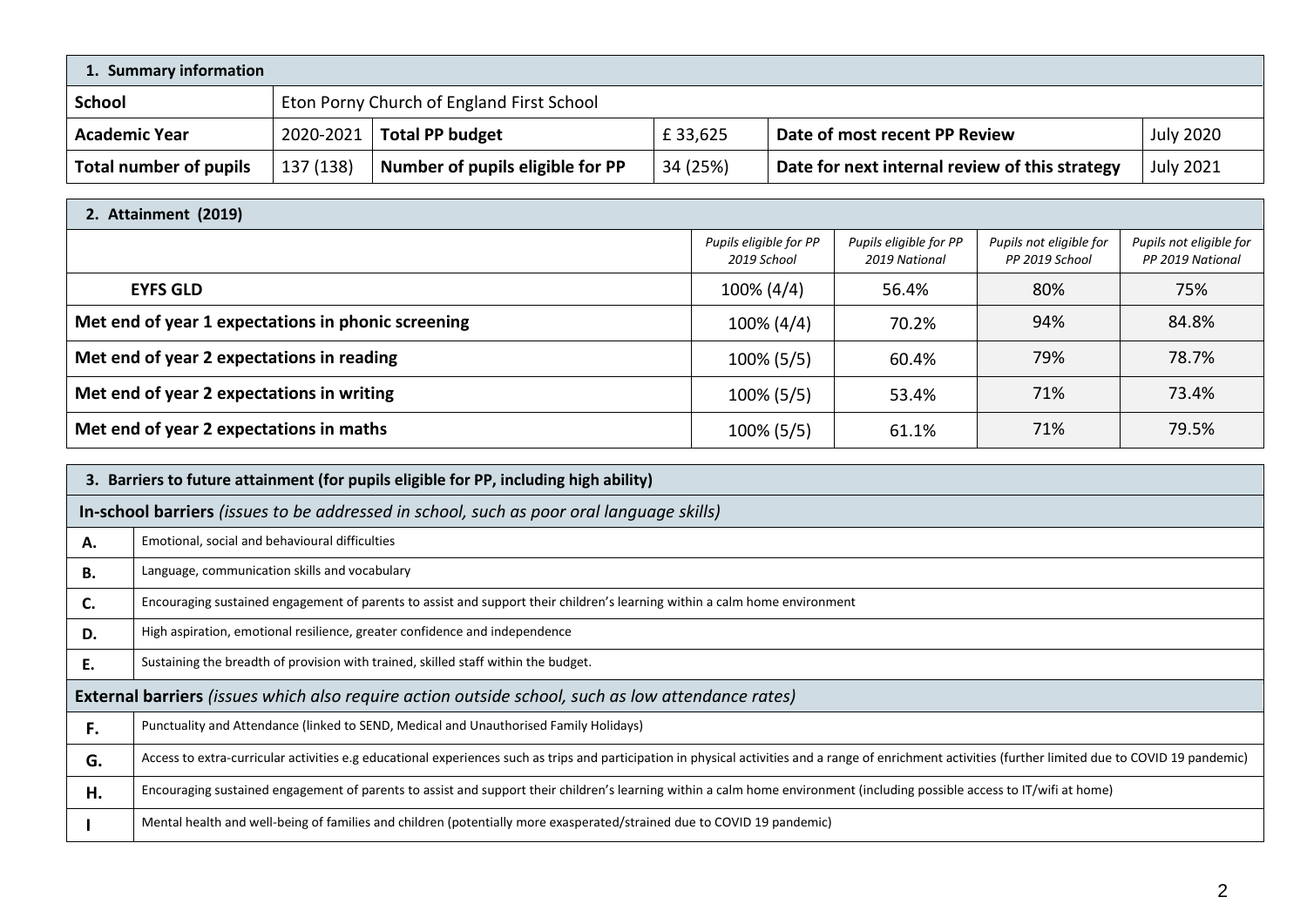| 1. Summary information | | | | | |
|---|---|---|---|---|---|
| **School** | Eton Porny Church of England First School | | | | |
| **Academic Year** | 2020-2021 | **Total PP budget** | £ 33,625 | **Date of most recent PP Review** | July 2020 |
| **Total number of pupils** | 137 (138) | **Number of pupils eligible for PP** | 34 (25%) | **Date for next internal review of this strategy** | July 2021 |

| 2. Attainment (2019) | | | | |
|---|---|---|---|---|
| | *Pupils eligible for PP 2019 School* | *Pupils eligible for PP 2019 National* | *Pupils not eligible for PP 2019 School* | *Pupils not eligible for PP 2019 National* |
| **EYFS GLD** | 100% (4/4) | 56.4% | 80% | 75% |
| **Met end of year 1 expectations in phonic screening** | 100% (4/4) | 70.2% | 94% | 84.8% |
| **Met end of year 2 expectations in reading** | 100% (5/5) | 60.4% | 79% | 78.7% |
| **Met end of year 2 expectations in writing** | 100% (5/5) | 53.4% | 71% | 73.4% |
| **Met end of year 2 expectations in maths** | 100% (5/5) | 61.1% | 71% | 79.5% |

| 3. Barriers to future attainment (for pupils eligible for PP, including high ability) | |
|---|---|
| **In-school barriers** *(issues to be addressed in school, such as poor oral language skills)* | |
| **A.** | Emotional, social and behavioural difficulties |
| **B.** | Language, communication skills and vocabulary |
| **C.** | Encouraging sustained engagement of parents to assist and support their children's learning within a calm home environment |
| **D.** | High aspiration, emotional resilience, greater confidence and independence |
| **E.** | Sustaining the breadth of provision with trained, skilled staff within the budget. |
| **External barriers** *(issues which also require action outside school, such as low attendance rates)* | |
| **F.** | Punctuality and Attendance (linked to SEND, Medical and Unauthorised Family Holidays) |
| **G.** | Access to extra-curricular activities e.g educational experiences such as trips and participation in physical activities and a range of enrichment activities (further limited due to COVID 19 pandemic) |
| **H.** | Encouraging sustained engagement of parents to assist and support their children's learning within a calm home environment (including possible access to IT/wifi at home) |
| **I** | Mental health and well-being of families and children (potentially more exasperated/strained due to COVID 19 pandemic) |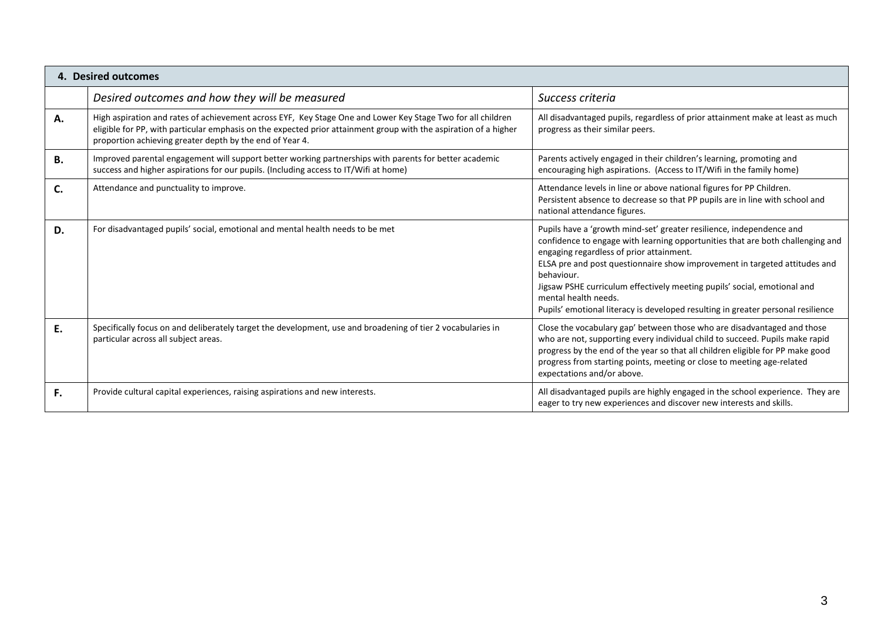| **4. Desired outcomes** | | |
|---|---|---|
| | *Desired outcomes and how they will be measured* | *Success criteria* |
| **A.** | High aspiration and rates of achievement across EYF, Key Stage One and Lower Key Stage Two for all children eligible for PP, with particular emphasis on the expected prior attainment group with the aspiration of a higher proportion achieving greater depth by the end of Year 4. | All disadvantaged pupils, regardless of prior attainment make at least as much progress as their similar peers. |
| **B.** | Improved parental engagement will support better working partnerships with parents for better academic success and higher aspirations for our pupils. (Including access to IT/Wifi at home) | Parents actively engaged in their children's learning, promoting and encouraging high aspirations. (Access to IT/Wifi in the family home) |
| **C.** | Attendance and punctuality to improve. | Attendance levels in line or above national figures for PP Children.<br>Persistent absence to decrease so that PP pupils are in line with school and national attendance figures. |
| **D.** | For disadvantaged pupils' social, emotional and mental health needs to be met | Pupils have a 'growth mind-set' greater resilience, independence and confidence to engage with learning opportunities that are both challenging and engaging regardless of prior attainment.<br>ELSA pre and post questionnaire show improvement in targeted attitudes and behaviour.<br>Jigsaw PSHE curriculum effectively meeting pupils' social, emotional and mental health needs.<br>Pupils' emotional literacy is developed resulting in greater personal resilience |
| **E.** | Specifically focus on and deliberately target the development, use and broadening of tier 2 vocabularies in particular across all subject areas. | Close the vocabulary gap' between those who are disadvantaged and those who are not, supporting every individual child to succeed. Pupils make rapid progress by the end of the year so that all children eligible for PP make good progress from starting points, meeting or close to meeting age-related expectations and/or above. |
| **F.** | Provide cultural capital experiences, raising aspirations and new interests. | All disadvantaged pupils are highly engaged in the school experience. They are eager to try new experiences and discover new interests and skills. |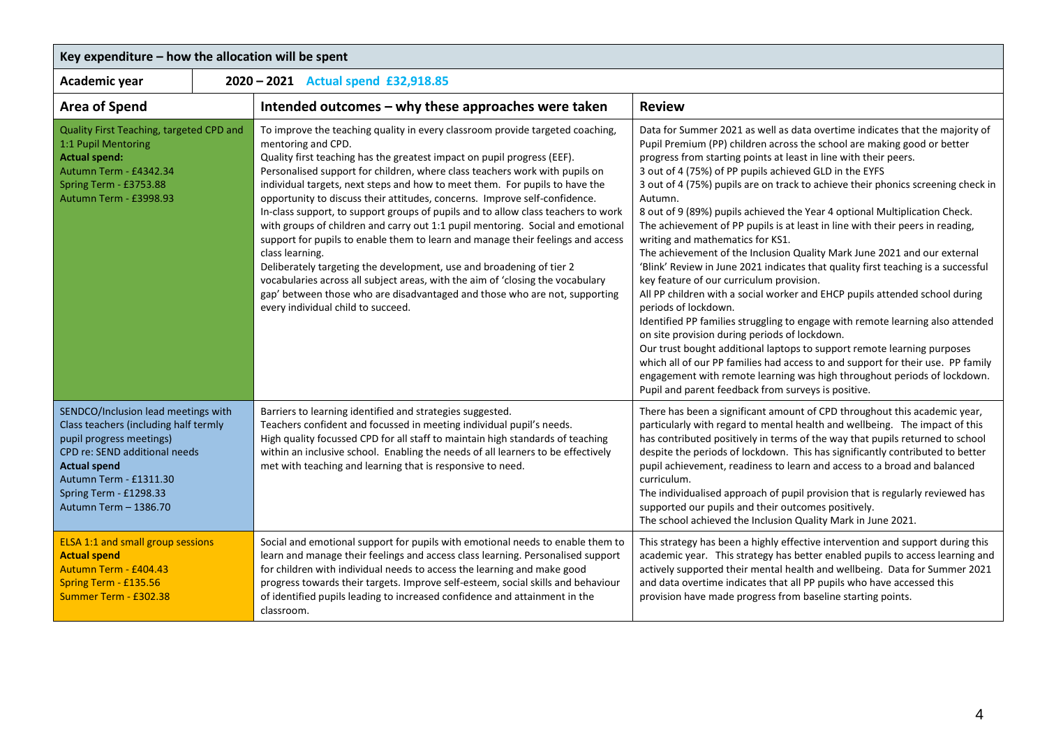| Key expenditure – how the allocation will be spent | | |
|---|---|---|
| **Academic year** | **2020 – 2021 Actual spend £32,918.85** | |
| **Area of Spend** | **Intended outcomes – why these approaches were taken** | **Review** |
| Quality First Teaching, targeted CPD and 1:1 Pupil Mentoring<br>**Actual spend:**<br>Autumn Term - £4342.34<br>Spring Term - £3753.88<br>Autumn Term - £3998.93 | To improve the teaching quality in every classroom provide targeted coaching, mentoring and CPD.<br>Quality first teaching has the greatest impact on pupil progress (EEF).<br>Personalised support for children, where class teachers work with pupils on individual targets, next steps and how to meet them. For pupils to have the opportunity to discuss their attitudes, concerns. Improve self-confidence.<br>In-class support, to support groups of pupils and to allow class teachers to work with groups of children and carry out 1:1 pupil mentoring. Social and emotional support for pupils to enable them to learn and manage their feelings and access class learning.<br>Deliberately targeting the development, use and broadening of tier 2 vocabularies across all subject areas, with the aim of 'closing the vocabulary gap' between those who are disadvantaged and those who are not, supporting every individual child to succeed. | Data for Summer 2021 as well as data overtime indicates that the majority of Pupil Premium (PP) children across the school are making good or better progress from starting points at least in line with their peers.<br>3 out of 4 (75%) of PP pupils achieved GLD in the EYFS<br>3 out of 4 (75%) pupils are on track to achieve their phonics screening check in Autumn.<br>8 out of 9 (89%) pupils achieved the Year 4 optional Multiplication Check.<br>The achievement of PP pupils is at least in line with their peers in reading, writing and mathematics for KS1.<br>The achievement of the Inclusion Quality Mark June 2021 and our external 'Blink' Review in June 2021 indicates that quality first teaching is a successful key feature of our curriculum provision.<br>All PP children with a social worker and EHCP pupils attended school during periods of lockdown.<br>Identified PP families struggling to engage with remote learning also attended on site provision during periods of lockdown.<br>Our trust bought additional laptops to support remote learning purposes which all of our PP families had access to and support for their use. PP family engagement with remote learning was high throughout periods of lockdown.<br>Pupil and parent feedback from surveys is positive. |
| SENDCO/Inclusion lead meetings with Class teachers (including half termly pupil progress meetings)<br>CPD re: SEND additional needs<br>**Actual spend**<br>Autumn Term - £1311.30<br>Spring Term - £1298.33<br>Autumn Term – 1386.70 | Barriers to learning identified and strategies suggested.<br>Teachers confident and focussed in meeting individual pupil's needs.<br>High quality focussed CPD for all staff to maintain high standards of teaching within an inclusive school. Enabling the needs of all learners to be effectively met with teaching and learning that is responsive to need. | There has been a significant amount of CPD throughout this academic year, particularly with regard to mental health and wellbeing. The impact of this has contributed positively in terms of the way that pupils returned to school despite the periods of lockdown. This has significantly contributed to better pupil achievement, readiness to learn and access to a broad and balanced curriculum.<br>The individualised approach of pupil provision that is regularly reviewed has supported our pupils and their outcomes positively.<br>The school achieved the Inclusion Quality Mark in June 2021. |
| ELSA 1:1 and small group sessions<br>**Actual spend**<br>Autumn Term - £404.43<br>Spring Term - £135.56<br>Summer Term - £302.38 | Social and emotional support for pupils with emotional needs to enable them to learn and manage their feelings and access class learning. Personalised support for children with individual needs to access the learning and make good progress towards their targets. Improve self-esteem, social skills and behaviour of identified pupils leading to increased confidence and attainment in the classroom. | This strategy has been a highly effective intervention and support during this academic year. This strategy has better enabled pupils to access learning and actively supported their mental health and wellbeing. Data for Summer 2021 and data overtime indicates that all PP pupils who have accessed this provision have made progress from baseline starting points. |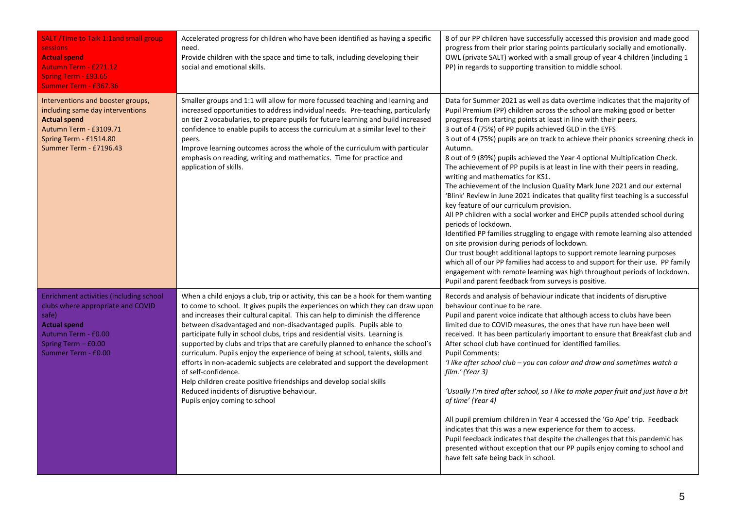| | | |
|---|---|---|
| SALT /Time to Talk 1:1and small group sessions<br>**Actual spend**<br>Autumn Term - £271.12<br>Spring Term - £93.65<br>Summer Term - £367.36 | Accelerated progress for children who have been identified as having a specific need.<br>Provide children with the space and time to talk, including developing their social and emotional skills. | 8 of our PP children have successfully accessed this provision and made good progress from their prior staring points particularly socially and emotionally.<br>OWL (private SALT) worked with a small group of year 4 children (including 1 PP) in regards to supporting transition to middle school. |
| Interventions and booster groups, including same day interventions<br>**Actual spend**<br>Autumn Term - £3109.71<br>Spring Term - £1514.80<br>Summer Term - £7196.43 | Smaller groups and 1:1 will allow for more focussed teaching and learning and increased opportunities to address individual needs. Pre-teaching, particularly on tier 2 vocabularies, to prepare pupils for future learning and build increased confidence to enable pupils to access the curriculum at a similar level to their peers.<br>Improve learning outcomes across the whole of the curriculum with particular emphasis on reading, writing and mathematics. Time for practice and application of skills. | Data for Summer 2021 as well as data overtime indicates that the majority of Pupil Premium (PP) children across the school are making good or better progress from starting points at least in line with their peers.<br>3 out of 4 (75%) of PP pupils achieved GLD in the EYFS<br>3 out of 4 (75%) pupils are on track to achieve their phonics screening check in Autumn.<br>8 out of 9 (89%) pupils achieved the Year 4 optional Multiplication Check.<br>The achievement of PP pupils is at least in line with their peers in reading, writing and mathematics for KS1.<br>The achievement of the Inclusion Quality Mark June 2021 and our external 'Blink' Review in June 2021 indicates that quality first teaching is a successful key feature of our curriculum provision.<br>All PP children with a social worker and EHCP pupils attended school during periods of lockdown.<br>Identified PP families struggling to engage with remote learning also attended on site provision during periods of lockdown.<br>Our trust bought additional laptops to support remote learning purposes which all of our PP families had access to and support for their use. PP family engagement with remote learning was high throughout periods of lockdown.<br>Pupil and parent feedback from surveys is positive. |
| Enrichment activities (including school clubs where appropriate and COVID safe)<br>**Actual spend**<br>Autumn Term - £0.00<br>Spring Term – £0.00<br>Summer Term - £0.00 | When a child enjoys a club, trip or activity, this can be a hook for them wanting to come to school. It gives pupils the experiences on which they can draw upon and increases their cultural capital. This can help to diminish the difference between disadvantaged and non-disadvantaged pupils. Pupils able to participate fully in school clubs, trips and residential visits. Learning is supported by clubs and trips that are carefully planned to enhance the school's curriculum. Pupils enjoy the experience of being at school, talents, skills and efforts in non-academic subjects are celebrated and support the development of self-confidence.<br>Help children create positive friendships and develop social skills<br>Reduced incidents of disruptive behaviour.<br>Pupils enjoy coming to school | Records and analysis of behaviour indicate that incidents of disruptive behaviour continue to be rare.<br>Pupil and parent voice indicate that although access to clubs have been limited due to COVID measures, the ones that have run have been well received. It has been particularly important to ensure that Breakfast club and After school club have continued for identified families.<br>Pupil Comments:<br>*'I like after school club – you can colour and draw and sometimes watch a film.' (Year 3)*<br><br>*'Usually I'm tired after school, so I like to make paper fruit and just have a bit of time' (Year 4)*<br><br>All pupil premium children in Year 4 accessed the 'Go Ape' trip. Feedback indicates that this was a new experience for them to access.<br>Pupil feedback indicates that despite the challenges that this pandemic has presented without exception that our PP pupils enjoy coming to school and have felt safe being back in school. |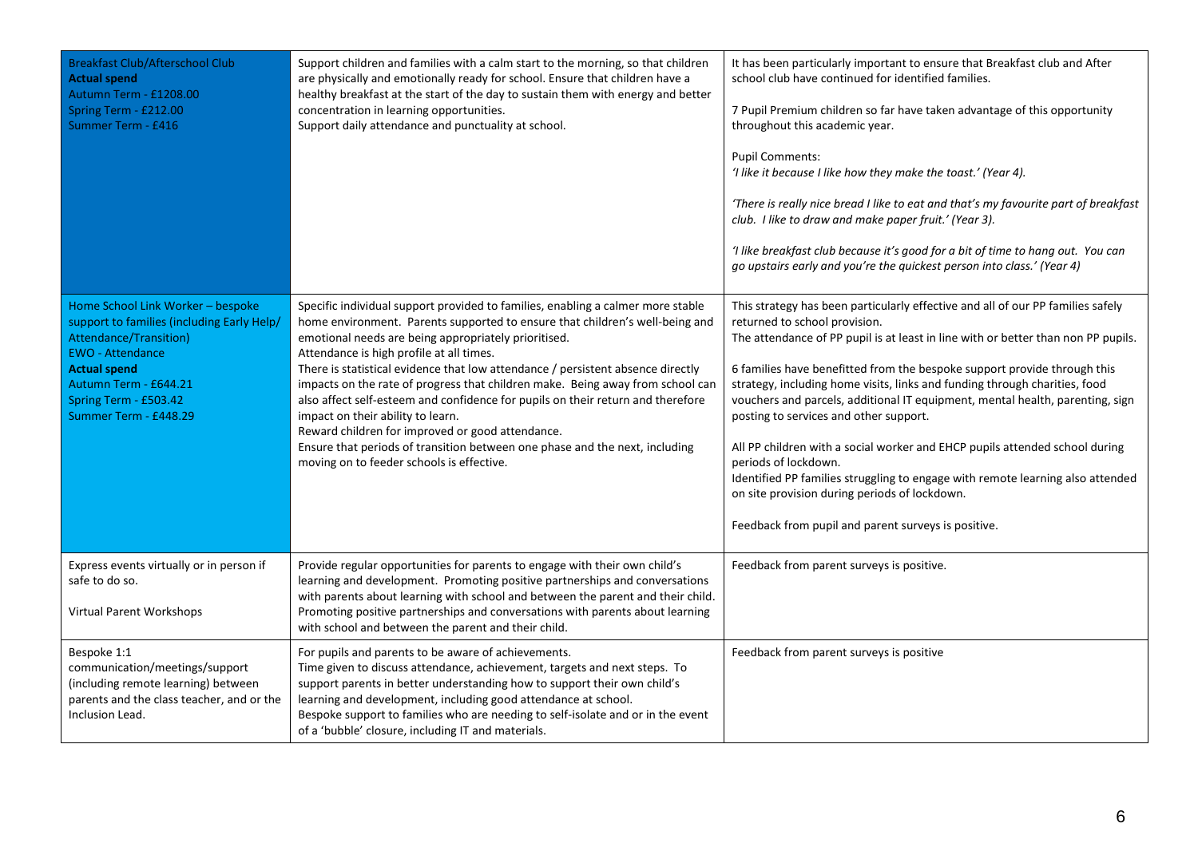| | | |
|---|---|---|
| Breakfast Club/Afterschool Club<br>**Actual spend**<br>Autumn Term - £1208.00<br>Spring Term - £212.00<br>Summer Term - £416 | Support children and families with a calm start to the morning, so that children are physically and emotionally ready for school. Ensure that children have a healthy breakfast at the start of the day to sustain them with energy and better concentration in learning opportunities.<br>Support daily attendance and punctuality at school. | It has been particularly important to ensure that Breakfast club and After school club have continued for identified families.<br><br>7 Pupil Premium children so far have taken advantage of this opportunity throughout this academic year.<br><br>Pupil Comments:<br>*'I like it because I like how they make the toast.' (Year 4).*<br><br>*'There is really nice bread I like to eat and that's my favourite part of breakfast club. I like to draw and make paper fruit.' (Year 3).*<br><br>*'I like breakfast club because it's good for a bit of time to hang out. You can go upstairs early and you're the quickest person into class.' (Year 4)* |
| Home School Link Worker – bespoke support to families (including Early Help/ Attendance/Transition)<br>EWO - Attendance<br>**Actual spend**<br>Autumn Term - £644.21<br>Spring Term - £503.42<br>Summer Term - £448.29 | Specific individual support provided to families, enabling a calmer more stable home environment. Parents supported to ensure that children's well-being and emotional needs are being appropriately prioritised.<br>Attendance is high profile at all times.<br>There is statistical evidence that low attendance / persistent absence directly impacts on the rate of progress that children make. Being away from school can also affect self-esteem and confidence for pupils on their return and therefore impact on their ability to learn.<br>Reward children for improved or good attendance.<br>Ensure that periods of transition between one phase and the next, including moving on to feeder schools is effective. | This strategy has been particularly effective and all of our PP families safely returned to school provision.<br>The attendance of PP pupil is at least in line with or better than non PP pupils.<br><br>6 families have benefitted from the bespoke support provide through this strategy, including home visits, links and funding through charities, food vouchers and parcels, additional IT equipment, mental health, parenting, sign posting to services and other support.<br><br>All PP children with a social worker and EHCP pupils attended school during periods of lockdown.<br>Identified PP families struggling to engage with remote learning also attended on site provision during periods of lockdown.<br><br>Feedback from pupil and parent surveys is positive. |
| Express events virtually or in person if safe to do so.<br><br>Virtual Parent Workshops | Provide regular opportunities for parents to engage with their own child's learning and development. Promoting positive partnerships and conversations with parents about learning with school and between the parent and their child. Promoting positive partnerships and conversations with parents about learning with school and between the parent and their child. | Feedback from parent surveys is positive. |
| Bespoke 1:1 communication/meetings/support (including remote learning) between parents and the class teacher, and or the Inclusion Lead. | For pupils and parents to be aware of achievements.<br>Time given to discuss attendance, achievement, targets and next steps. To support parents in better understanding how to support their own child's learning and development, including good attendance at school.<br>Bespoke support to families who are needing to self-isolate and or in the event of a 'bubble' closure, including IT and materials. | Feedback from parent surveys is positive |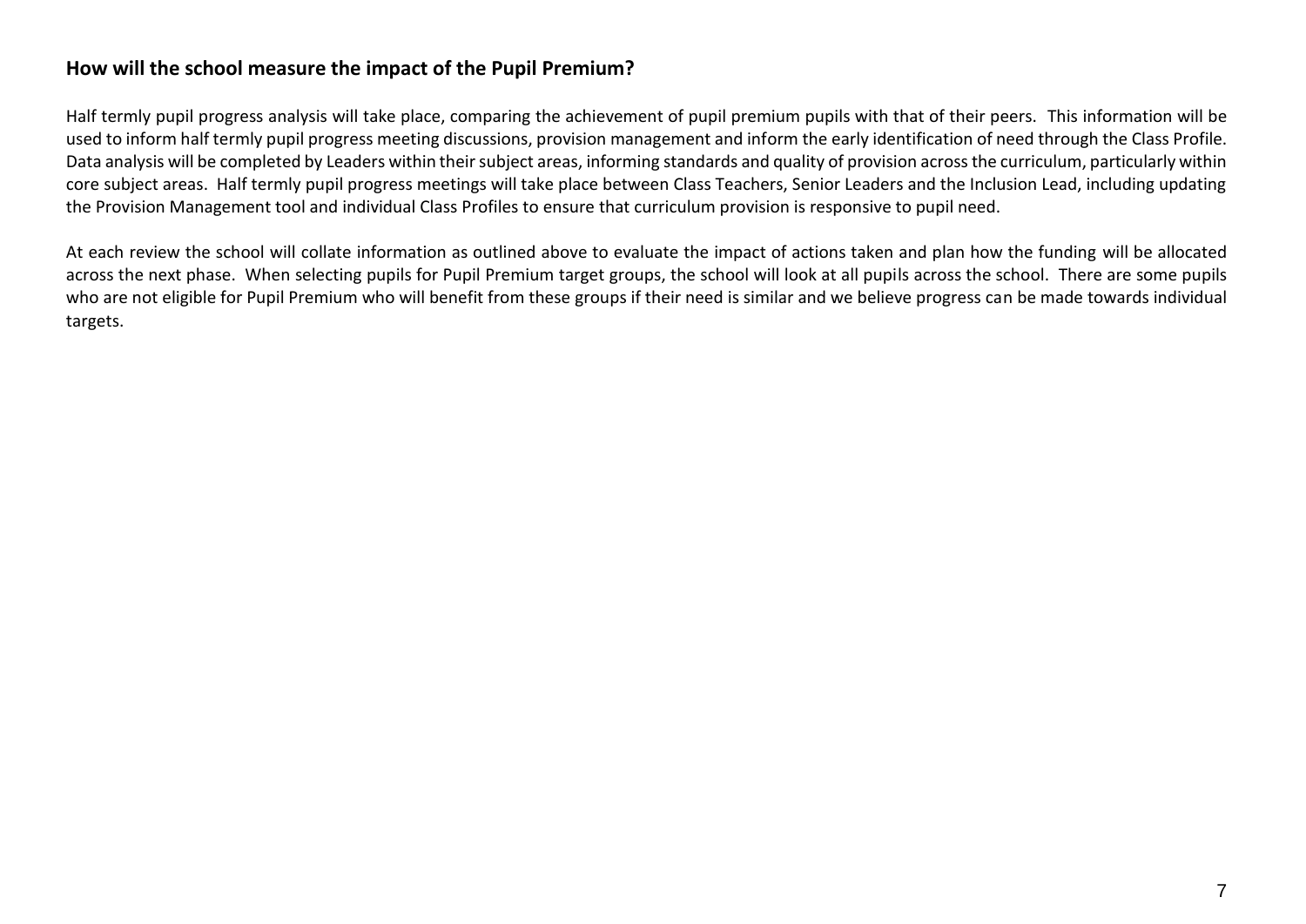## How will the school measure the impact of the Pupil Premium?

Half termly pupil progress analysis will take place, comparing the achievement of pupil premium pupils with that of their peers. This information will be used to inform half termly pupil progress meeting discussions, provision management and inform the early identification of need through the Class Profile. Data analysis will be completed by Leaders within their subject areas, informing standards and quality of provision across the curriculum, particularly within core subject areas. Half termly pupil progress meetings will take place between Class Teachers, Senior Leaders and the Inclusion Lead, including updating the Provision Management tool and individual Class Profiles to ensure that curriculum provision is responsive to pupil need.

At each review the school will collate information as outlined above to evaluate the impact of actions taken and plan how the funding will be allocated across the next phase. When selecting pupils for Pupil Premium target groups, the school will look at all pupils across the school. There are some pupils who are not eligible for Pupil Premium who will benefit from these groups if their need is similar and we believe progress can be made towards individual targets.